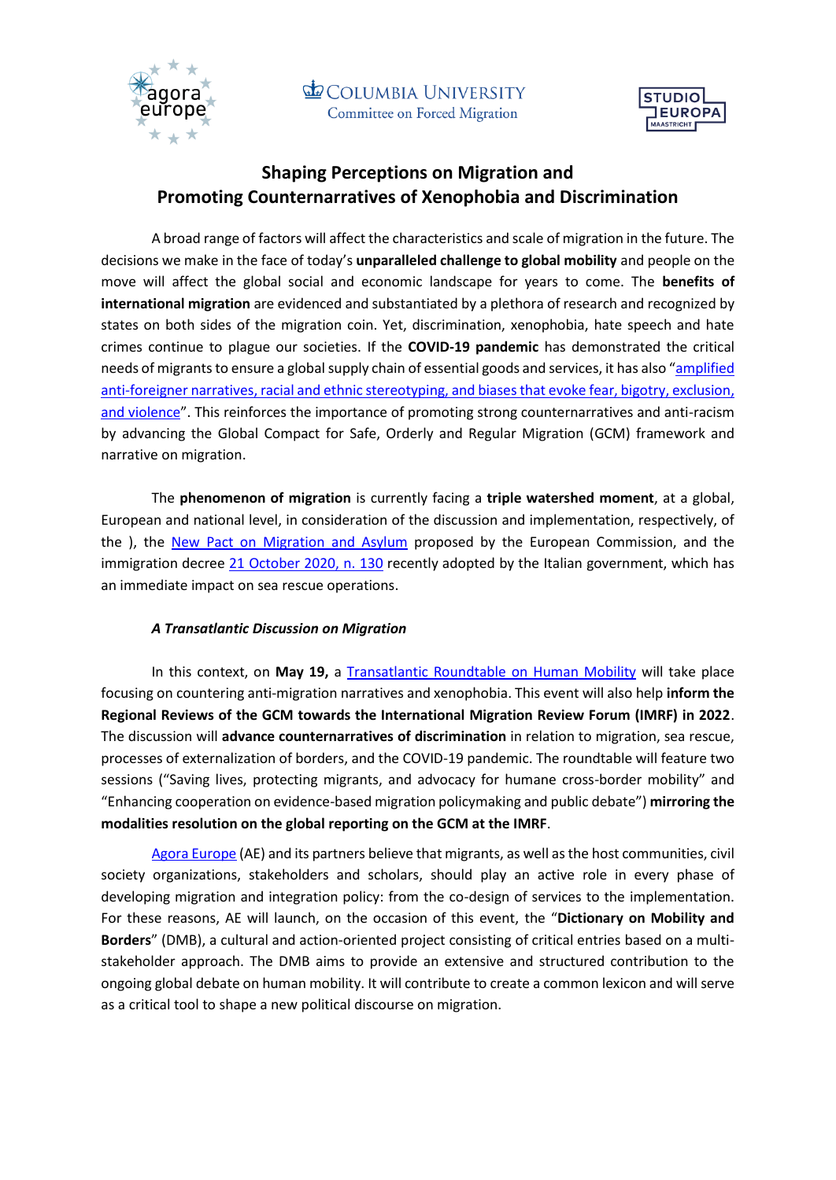Agora Europe

Columbia University Committee on Forced Migration

Studio Europa Maastricht

# Shaping Perceptions on Migration and Promoting Counternarratives of Xenophobia and Discrimination

A broad range of factors will affect the characteristics and scale of migration in the future. The decisions we make in the face of today's **unparalleled challenge to global mobility** and people on the move will affect the global social and economic landscape for years to come. The **benefits of international migration** are evidenced and substantiated by a plethora of research and recognized by states on both sides of the migration coin. Yet, discrimination, xenophobia, hate speech and hate crimes continue to plague our societies. If the **COVID-19 pandemic** has demonstrated the critical needs of migrants to ensure a global supply chain of essential goods and services, it has also "amplified anti-foreigner narratives, racial and ethnic stereotyping, and biases that evoke fear, bigotry, exclusion, and violence". This reinforces the importance of promoting strong counternarratives and anti-racism by advancing the Global Compact for Safe, Orderly and Regular Migration (GCM) framework and narrative on migration.

The **phenomenon of migration** is currently facing a **triple watershed moment**, at a global, European and national level, in consideration of the discussion and implementation, respectively, of the ), the New Pact on Migration and Asylum proposed by the European Commission, and the immigration decree 21 October 2020, n. 130 recently adopted by the Italian government, which has an immediate impact on sea rescue operations.

### *A Transatlantic Discussion on Migration*

In this context, on **May 19,** a Transatlantic Roundtable on Human Mobility will take place focusing on countering anti-migration narratives and xenophobia. This event will also help **inform the Regional Reviews of the GCM towards the International Migration Review Forum (IMRF) in 2022**. The discussion will **advance counternarratives of discrimination** in relation to migration, sea rescue, processes of externalization of borders, and the COVID-19 pandemic. The roundtable will feature two sessions ("Saving lives, protecting migrants, and advocacy for humane cross-border mobility" and "Enhancing cooperation on evidence-based migration policymaking and public debate") **mirroring the modalities resolution on the global reporting on the GCM at the IMRF**.

Agora Europe (AE) and its partners believe that migrants, as well as the host communities, civil society organizations, stakeholders and scholars, should play an active role in every phase of developing migration and integration policy: from the co-design of services to the implementation. For these reasons, AE will launch, on the occasion of this event, the "**Dictionary on Mobility and Borders**" (DMB), a cultural and action-oriented project consisting of critical entries based on a multi-stakeholder approach. The DMB aims to provide an extensive and structured contribution to the ongoing global debate on human mobility. It will contribute to create a common lexicon and will serve as a critical tool to shape a new political discourse on migration.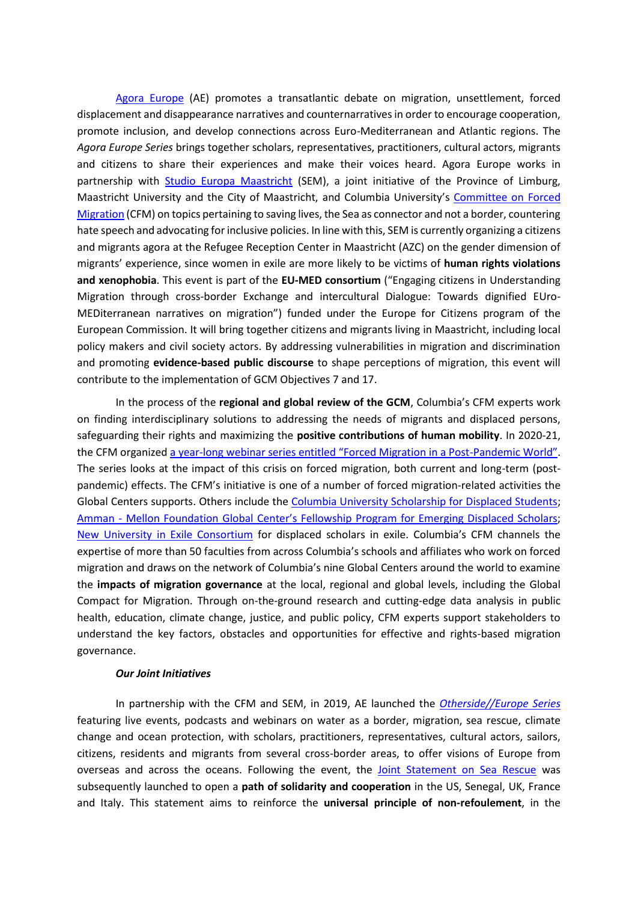Agora Europe (AE) promotes a transatlantic debate on migration, unsettlement, forced displacement and disappearance narratives and counternarratives in order to encourage cooperation, promote inclusion, and develop connections across Euro-Mediterranean and Atlantic regions. The *Agora Europe Series* brings together scholars, representatives, practitioners, cultural actors, migrants and citizens to share their experiences and make their voices heard. Agora Europe works in partnership with Studio Europa Maastricht (SEM), a joint initiative of the Province of Limburg, Maastricht University and the City of Maastricht, and Columbia University's Committee on Forced Migration (CFM) on topics pertaining to saving lives, the Sea as connector and not a border, countering hate speech and advocating for inclusive policies. In line with this, SEM is currently organizing a citizens and migrants agora at the Refugee Reception Center in Maastricht (AZC) on the gender dimension of migrants' experience, since women in exile are more likely to be victims of **human rights violations and xenophobia**. This event is part of the **EU-MED consortium** ("Engaging citizens in Understanding Migration through cross-border Exchange and intercultural Dialogue: Towards dignified EUro-MEDiterranean narratives on migration") funded under the Europe for Citizens program of the European Commission. It will bring together citizens and migrants living in Maastricht, including local policy makers and civil society actors. By addressing vulnerabilities in migration and discrimination and promoting **evidence-based public discourse** to shape perceptions of migration, this event will contribute to the implementation of GCM Objectives 7 and 17.

In the process of the **regional and global review of the GCM**, Columbia's CFM experts work on finding interdisciplinary solutions to addressing the needs of migrants and displaced persons, safeguarding their rights and maximizing the **positive contributions of human mobility**. In 2020-21, the CFM organized a year-long webinar series entitled "Forced Migration in a Post-Pandemic World". The series looks at the impact of this crisis on forced migration, both current and long-term (post-pandemic) effects. The CFM's initiative is one of a number of forced migration-related activities the Global Centers supports. Others include the Columbia University Scholarship for Displaced Students; Amman - Mellon Foundation Global Center's Fellowship Program for Emerging Displaced Scholars; New University in Exile Consortium for displaced scholars in exile. Columbia's CFM channels the expertise of more than 50 faculties from across Columbia's schools and affiliates who work on forced migration and draws on the network of Columbia's nine Global Centers around the world to examine the **impacts of migration governance** at the local, regional and global levels, including the Global Compact for Migration. Through on-the-ground research and cutting-edge data analysis in public health, education, climate change, justice, and public policy, CFM experts support stakeholders to understand the key factors, obstacles and opportunities for effective and rights-based migration governance.

***Our Joint Initiatives***

In partnership with the CFM and SEM, in 2019, AE launched the *Otherside//Europe Series* featuring live events, podcasts and webinars on water as a border, migration, sea rescue, climate change and ocean protection, with scholars, practitioners, representatives, cultural actors, sailors, citizens, residents and migrants from several cross-border areas, to offer visions of Europe from overseas and across the oceans. Following the event, the Joint Statement on Sea Rescue was subsequently launched to open a **path of solidarity and cooperation** in the US, Senegal, UK, France and Italy. This statement aims to reinforce the **universal principle of non-refoulement**, in the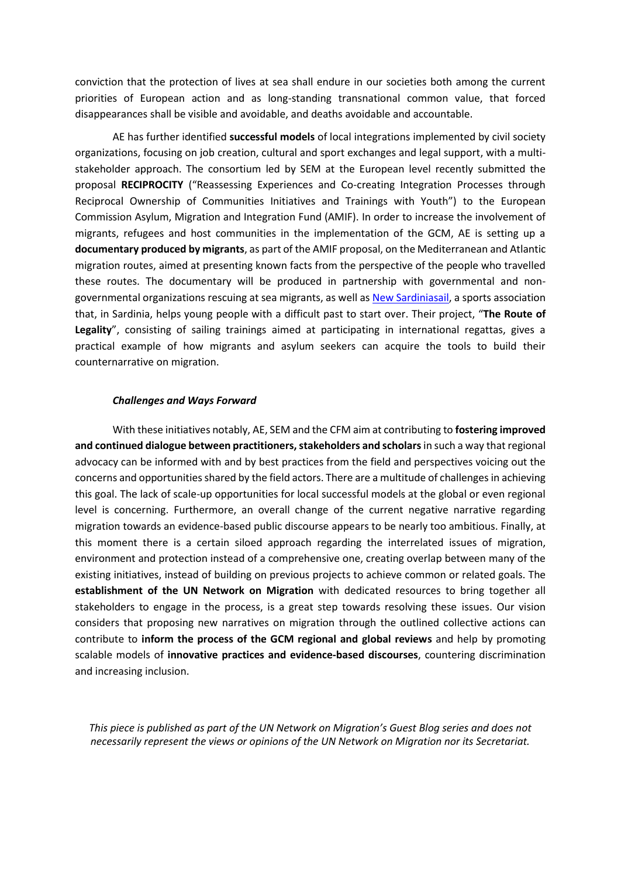conviction that the protection of lives at sea shall endure in our societies both among the current priorities of European action and as long-standing transnational common value, that forced disappearances shall be visible and avoidable, and deaths avoidable and accountable.

AE has further identified **successful models** of local integrations implemented by civil society organizations, focusing on job creation, cultural and sport exchanges and legal support, with a multi-stakeholder approach. The consortium led by SEM at the European level recently submitted the proposal **RECIPROCITY** ("Reassessing Experiences and Co-creating Integration Processes through Reciprocal Ownership of Communities Initiatives and Trainings with Youth") to the European Commission Asylum, Migration and Integration Fund (AMIF). In order to increase the involvement of migrants, refugees and host communities in the implementation of the GCM, AE is setting up a **documentary produced by migrants**, as part of the AMIF proposal, on the Mediterranean and Atlantic migration routes, aimed at presenting known facts from the perspective of the people who travelled these routes. The documentary will be produced in partnership with governmental and non-governmental organizations rescuing at sea migrants, as well as New Sardiniasail, a sports association that, in Sardinia, helps young people with a difficult past to start over. Their project, "**The Route of Legality**", consisting of sailing trainings aimed at participating in international regattas, gives a practical example of how migrants and asylum seekers can acquire the tools to build their counternarrative on migration.

### *Challenges and Ways Forward*

With these initiatives notably, AE, SEM and the CFM aim at contributing to **fostering improved and continued dialogue between practitioners, stakeholders and scholars** in such a way that regional advocacy can be informed with and by best practices from the field and perspectives voicing out the concerns and opportunities shared by the field actors. There are a multitude of challenges in achieving this goal. The lack of scale-up opportunities for local successful models at the global or even regional level is concerning. Furthermore, an overall change of the current negative narrative regarding migration towards an evidence-based public discourse appears to be nearly too ambitious. Finally, at this moment there is a certain siloed approach regarding the interrelated issues of migration, environment and protection instead of a comprehensive one, creating overlap between many of the existing initiatives, instead of building on previous projects to achieve common or related goals. The **establishment of the UN Network on Migration** with dedicated resources to bring together all stakeholders to engage in the process, is a great step towards resolving these issues. Our vision considers that proposing new narratives on migration through the outlined collective actions can contribute to **inform the process of the GCM regional and global reviews** and help by promoting scalable models of **innovative practices and evidence-based discourses**, countering discrimination and increasing inclusion.

*This piece is published as part of the UN Network on Migration's Guest Blog series and does not necessarily represent the views or opinions of the UN Network on Migration nor its Secretariat.*